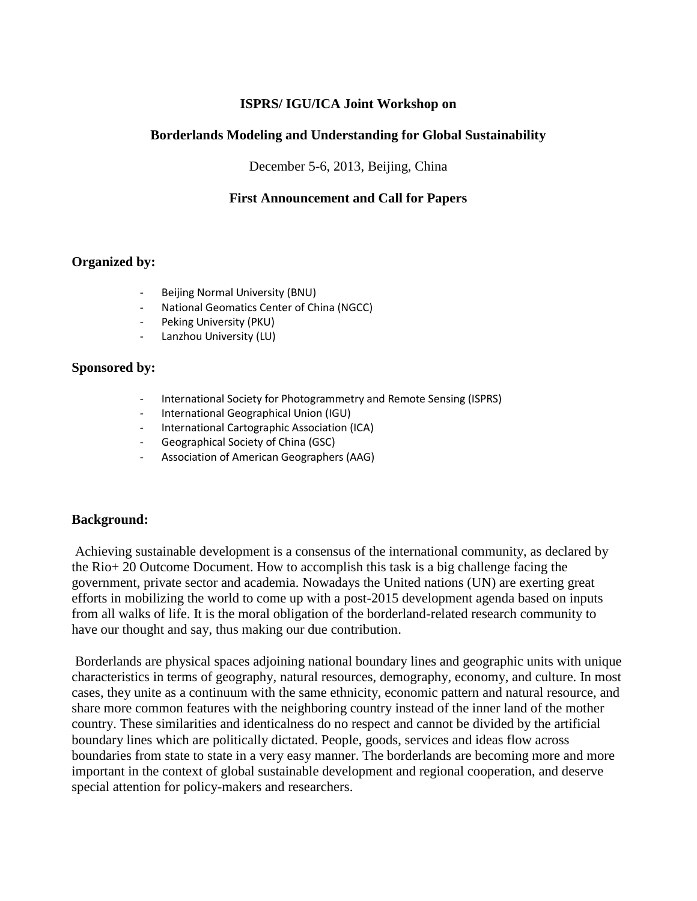**ISPRS/ IGU/ICA Joint Workshop on**

**Borderlands Modeling and Understanding for Global Sustainability**

December 5-6, 2013, Beijing, China

**First Announcement and Call for Papers**

## Organized by:

- Beijing Normal University (BNU)
- National Geomatics Center of China (NGCC)
- Peking University (PKU)
- Lanzhou University (LU)

## Sponsored by:

- International Society for Photogrammetry and Remote Sensing (ISPRS)
- International Geographical Union (IGU)
- International Cartographic Association (ICA)
- Geographical Society of China (GSC)
- Association of American Geographers (AAG)

## Background:

Achieving sustainable development is a consensus of the international community, as declared by the Rio+ 20 Outcome Document. How to accomplish this task is a big challenge facing the government, private sector and academia. Nowadays the United nations (UN) are exerting great efforts in mobilizing the world to come up with a post-2015 development agenda based on inputs from all walks of life. It is the moral obligation of the borderland-related research community to have our thought and say, thus making our due contribution.

Borderlands are physical spaces adjoining national boundary lines and geographic units with unique characteristics in terms of geography, natural resources, demography, economy, and culture. In most cases, they unite as a continuum with the same ethnicity, economic pattern and natural resource, and share more common features with the neighboring country instead of the inner land of the mother country. These similarities and identicalness do no respect and cannot be divided by the artificial boundary lines which are politically dictated. People, goods, services and ideas flow across boundaries from state to state in a very easy manner. The borderlands are becoming more and more important in the context of global sustainable development and regional cooperation, and deserve special attention for policy-makers and researchers.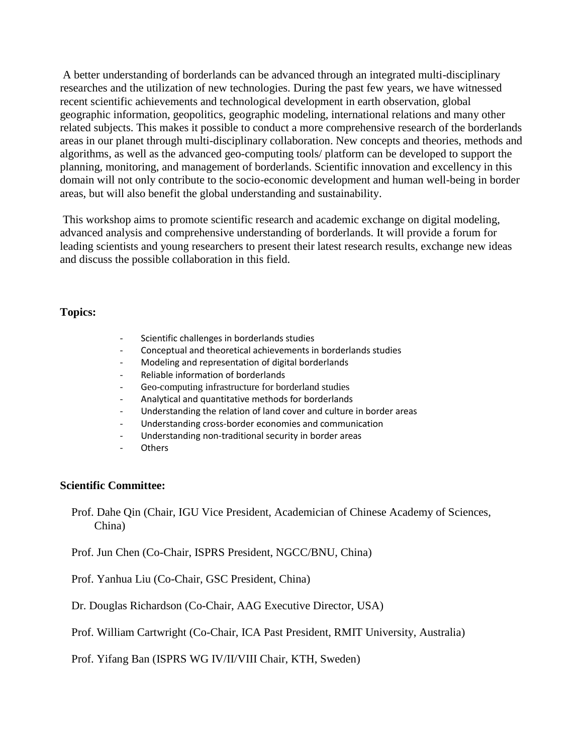A better understanding of borderlands can be advanced through an integrated multi-disciplinary researches and the utilization of new technologies. During the past few years, we have witnessed recent scientific achievements and technological development in earth observation, global geographic information, geopolitics, geographic modeling, international relations and many other related subjects. This makes it possible to conduct a more comprehensive research of the borderlands areas in our planet through multi-disciplinary collaboration. New concepts and theories, methods and algorithms, as well as the advanced geo-computing tools/ platform can be developed to support the planning, monitoring, and management of borderlands. Scientific innovation and excellency in this domain will not only contribute to the socio-economic development and human well-being in border areas, but will also benefit the global understanding and sustainability.

This workshop aims to promote scientific research and academic exchange on digital modeling, advanced analysis and comprehensive understanding of borderlands. It will provide a forum for leading scientists and young researchers to present their latest research results, exchange new ideas and discuss the possible collaboration in this field.

**Topics:**

- Scientific challenges in borderlands studies
- Conceptual and theoretical achievements in borderlands studies
- Modeling and representation of digital borderlands
- Reliable information of borderlands
- Geo-computing infrastructure for borderland studies
- Analytical and quantitative methods for borderlands
- Understanding the relation of land cover and culture in border areas
- Understanding cross-border economies and communication
- Understanding non-traditional security in border areas
- Others

**Scientific Committee:**

Prof. Dahe Qin (Chair, IGU Vice President, Academician of Chinese Academy of Sciences, China)

Prof. Jun Chen (Co-Chair, ISPRS President, NGCC/BNU, China)

Prof. Yanhua Liu (Co-Chair, GSC President, China)

Dr. Douglas Richardson (Co-Chair, AAG Executive Director, USA)

Prof. William Cartwright (Co-Chair, ICA Past President, RMIT University, Australia)

Prof. Yifang Ban (ISPRS WG IV/II/VIII Chair, KTH, Sweden)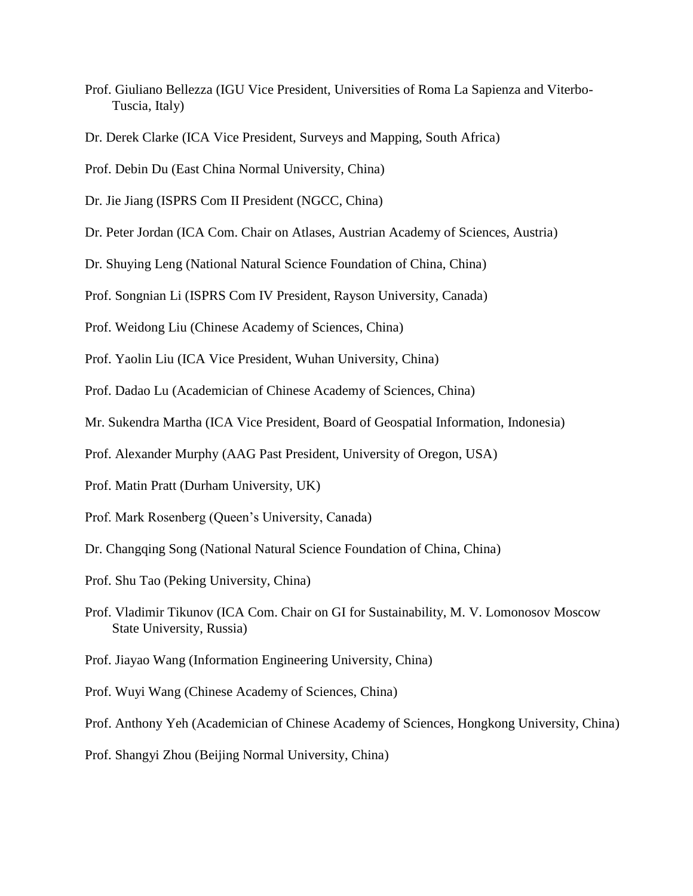Prof. Giuliano Bellezza (IGU Vice President, Universities of Roma La Sapienza and Viterbo-Tuscia, Italy)

Dr. Derek Clarke (ICA Vice President, Surveys and Mapping, South Africa)

Prof. Debin Du (East China Normal University, China)

Dr. Jie Jiang (ISPRS Com II President (NGCC, China)

Dr. Peter Jordan (ICA Com. Chair on Atlases, Austrian Academy of Sciences, Austria)

Dr. Shuying Leng (National Natural Science Foundation of China, China)

Prof. Songnian Li (ISPRS Com IV President, Rayson University, Canada)

Prof. Weidong Liu (Chinese Academy of Sciences, China)

Prof. Yaolin Liu (ICA Vice President, Wuhan University, China)

Prof. Dadao Lu (Academician of Chinese Academy of Sciences, China)

Mr. Sukendra Martha (ICA Vice President, Board of Geospatial Information, Indonesia)

Prof. Alexander Murphy (AAG Past President, University of Oregon, USA)

Prof. Matin Pratt (Durham University, UK)

Prof. Mark Rosenberg (Queen's University, Canada)

Dr. Changqing Song (National Natural Science Foundation of China, China)

Prof. Shu Tao (Peking University, China)

Prof. Vladimir Tikunov (ICA Com. Chair on GI for Sustainability, M. V. Lomonosov Moscow State University, Russia)

Prof. Jiayao Wang (Information Engineering University, China)

Prof. Wuyi Wang (Chinese Academy of Sciences, China)

Prof. Anthony Yeh (Academician of Chinese Academy of Sciences, Hongkong University, China)

Prof. Shangyi Zhou (Beijing Normal University, China)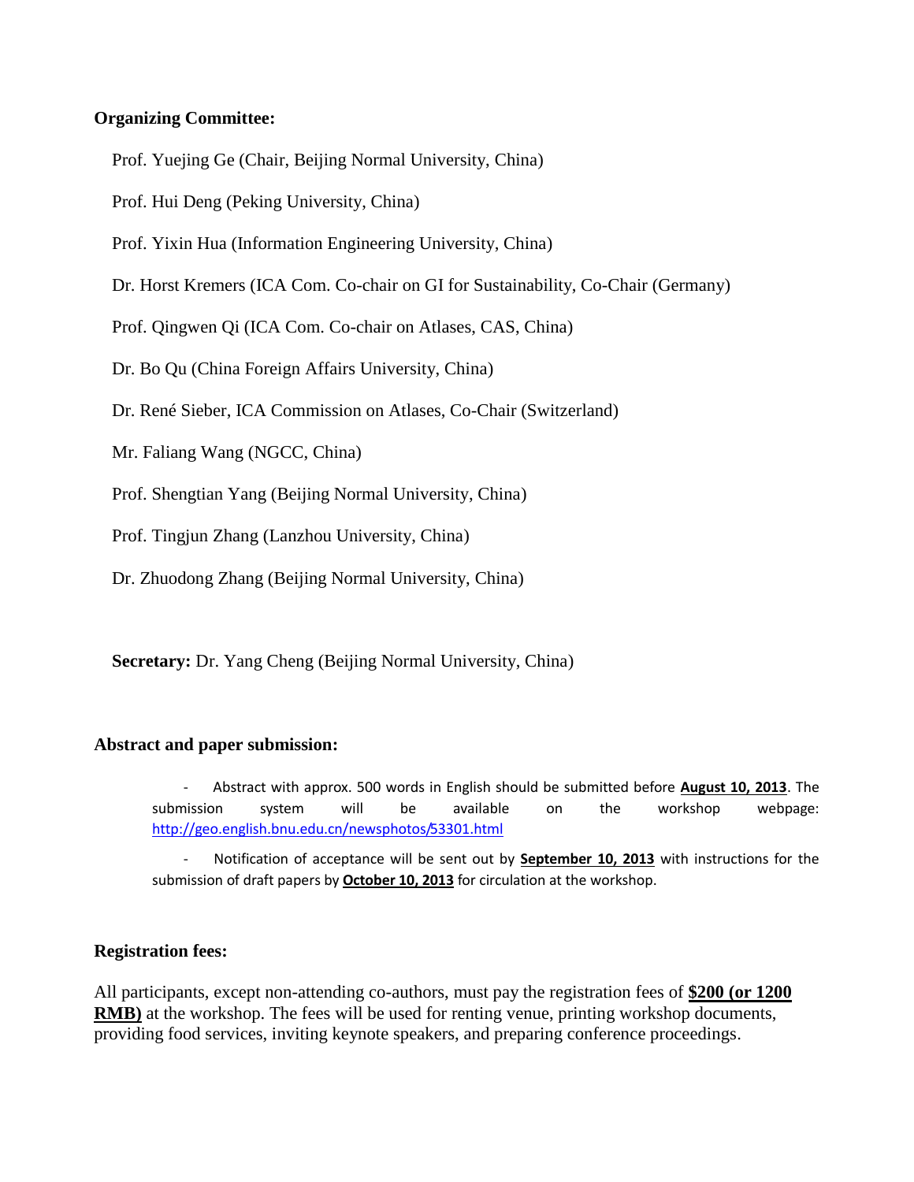**Organizing Committee:**

Prof. Yuejing Ge (Chair, Beijing Normal University, China)

Prof. Hui Deng (Peking University, China)

Prof. Yixin Hua (Information Engineering University, China)

Dr. Horst Kremers (ICA Com. Co-chair on GI for Sustainability, Co-Chair (Germany)

Prof. Qingwen Qi (ICA Com. Co-chair on Atlases, CAS, China)

Dr. Bo Qu (China Foreign Affairs University, China)

Dr. René Sieber, ICA Commission on Atlases, Co-Chair (Switzerland)

Mr. Faliang Wang (NGCC, China)

Prof. Shengtian Yang (Beijing Normal University, China)

Prof. Tingjun Zhang (Lanzhou University, China)

Dr. Zhuodong Zhang (Beijing Normal University, China)

**Secretary:** Dr. Yang Cheng (Beijing Normal University, China)

**Abstract and paper submission:**

- Abstract with approx. 500 words in English should be submitted before **August 10, 2013**. The submission system will be available on the workshop webpage: http://geo.english.bnu.edu.cn/newsphotos/53301.html
- Notification of acceptance will be sent out by **September 10, 2013** with instructions for the submission of draft papers by **October 10, 2013** for circulation at the workshop.

**Registration fees:**

All participants, except non-attending co-authors, must pay the registration fees of **$200 (or 1200 RMB)** at the workshop. The fees will be used for renting venue, printing workshop documents, providing food services, inviting keynote speakers, and preparing conference proceedings.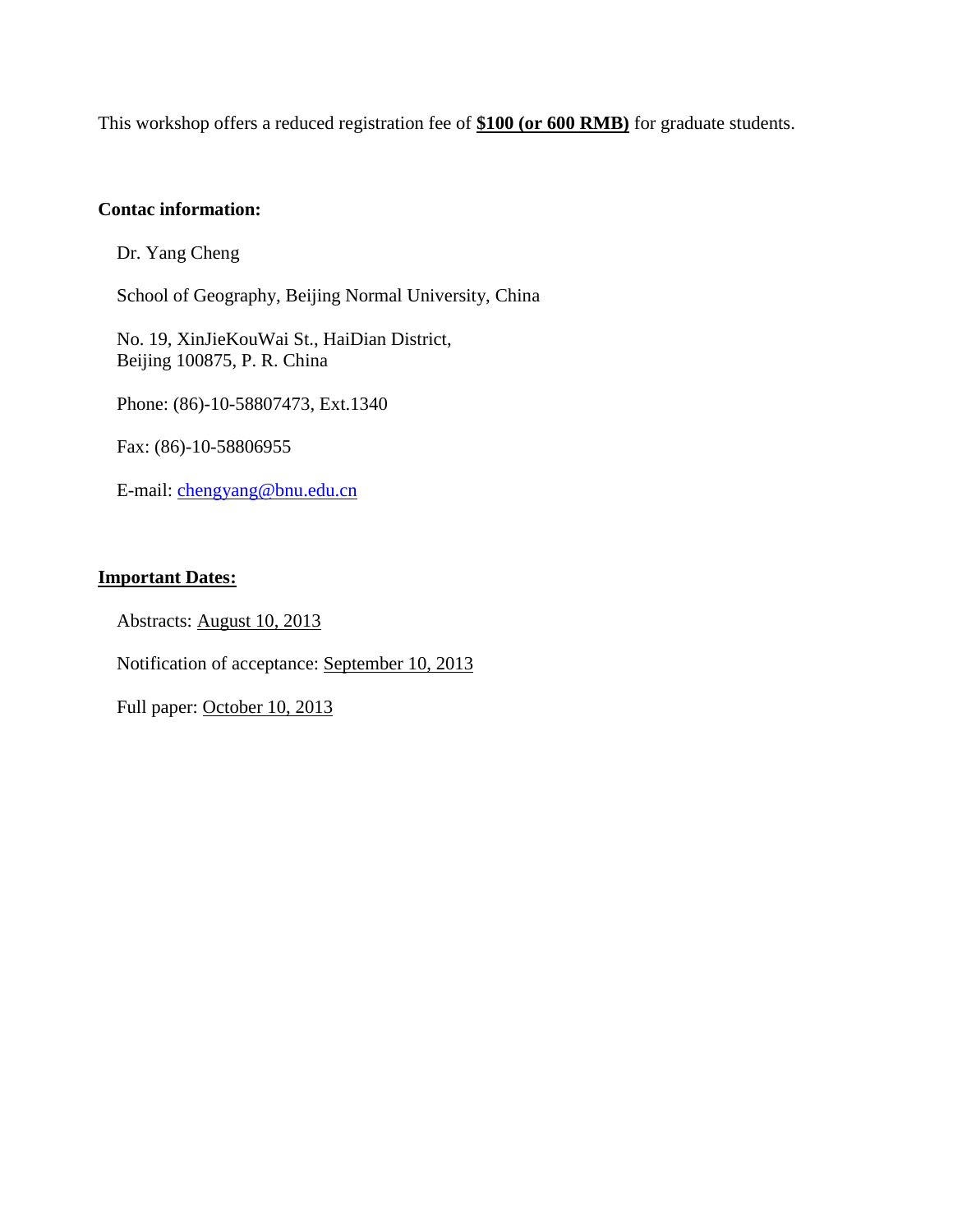This workshop offers a reduced registration fee of **$100 (or 600 RMB)** for graduate students.

**Contac information:**

Dr. Yang Cheng

School of Geography, Beijing Normal University, China

No. 19, XinJieKouWai St., HaiDian District,
Beijing 100875, P. R. China

Phone: (86)-10-58807473, Ext.1340

Fax: (86)-10-58806955

E-mail: chengyang@bnu.edu.cn

**Important Dates:**

Abstracts: August 10, 2013

Notification of acceptance: September 10, 2013

Full paper: October 10, 2013